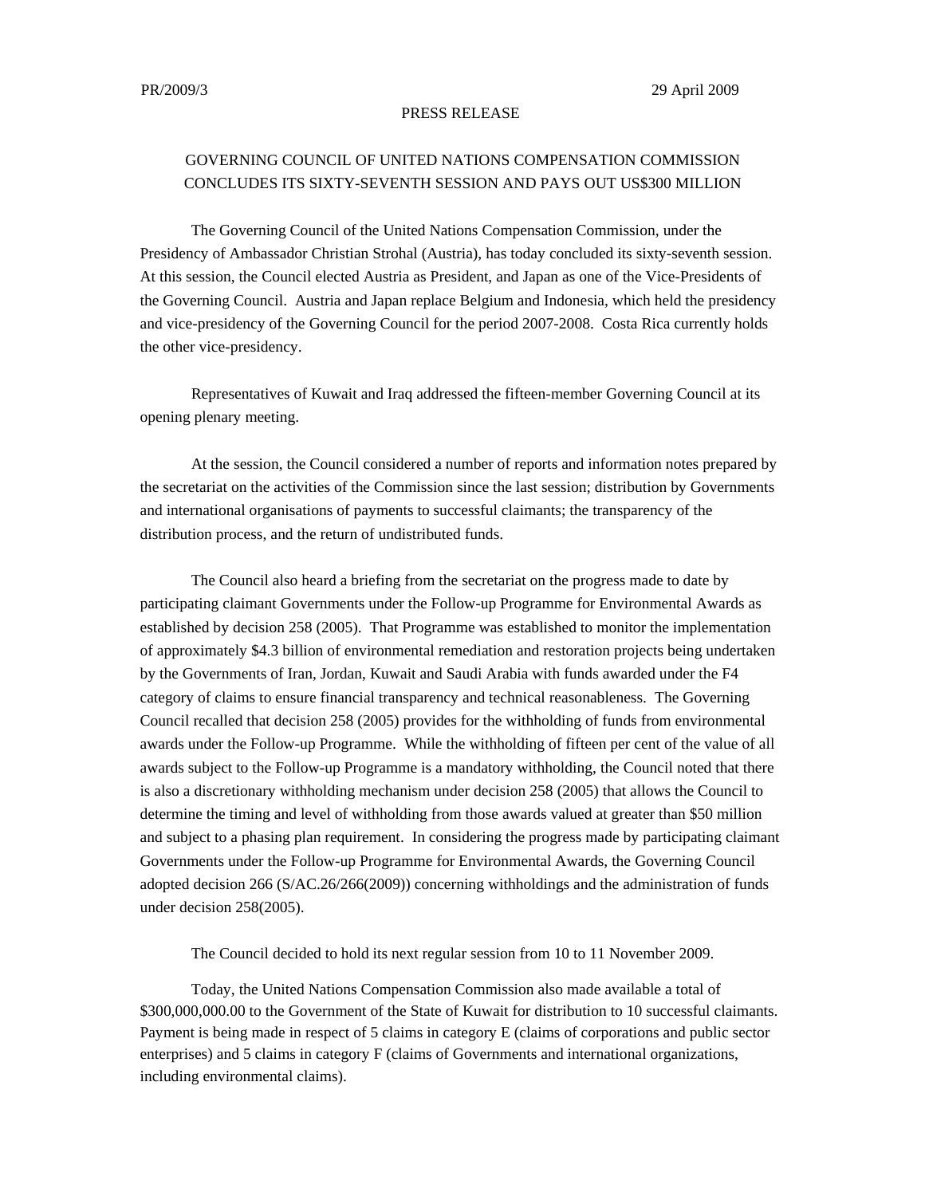PR/2009/3 29 April 2009

PRESS RELEASE

# GOVERNING COUNCIL OF UNITED NATIONS COMPENSATION COMMISSION CONCLUDES ITS SIXTY-SEVENTH SESSION AND PAYS OUT US$300 MILLION

The Governing Council of the United Nations Compensation Commission, under the Presidency of Ambassador Christian Strohal (Austria), has today concluded its sixty-seventh session. At this session, the Council elected Austria as President, and Japan as one of the Vice-Presidents of the Governing Council. Austria and Japan replace Belgium and Indonesia, which held the presidency and vice-presidency of the Governing Council for the period 2007-2008. Costa Rica currently holds the other vice-presidency.

Representatives of Kuwait and Iraq addressed the fifteen-member Governing Council at its opening plenary meeting.

At the session, the Council considered a number of reports and information notes prepared by the secretariat on the activities of the Commission since the last session; distribution by Governments and international organisations of payments to successful claimants; the transparency of the distribution process, and the return of undistributed funds.

The Council also heard a briefing from the secretariat on the progress made to date by participating claimant Governments under the Follow-up Programme for Environmental Awards as established by decision 258 (2005). That Programme was established to monitor the implementation of approximately $4.3 billion of environmental remediation and restoration projects being undertaken by the Governments of Iran, Jordan, Kuwait and Saudi Arabia with funds awarded under the F4 category of claims to ensure financial transparency and technical reasonableness. The Governing Council recalled that decision 258 (2005) provides for the withholding of funds from environmental awards under the Follow-up Programme. While the withholding of fifteen per cent of the value of all awards subject to the Follow-up Programme is a mandatory withholding, the Council noted that there is also a discretionary withholding mechanism under decision 258 (2005) that allows the Council to determine the timing and level of withholding from those awards valued at greater than $50 million and subject to a phasing plan requirement. In considering the progress made by participating claimant Governments under the Follow-up Programme for Environmental Awards, the Governing Council adopted decision 266 (S/AC.26/266(2009)) concerning withholdings and the administration of funds under decision 258(2005).

The Council decided to hold its next regular session from 10 to 11 November 2009.

Today, the United Nations Compensation Commission also made available a total of $300,000,000.00 to the Government of the State of Kuwait for distribution to 10 successful claimants. Payment is being made in respect of 5 claims in category E (claims of corporations and public sector enterprises) and 5 claims in category F (claims of Governments and international organizations, including environmental claims).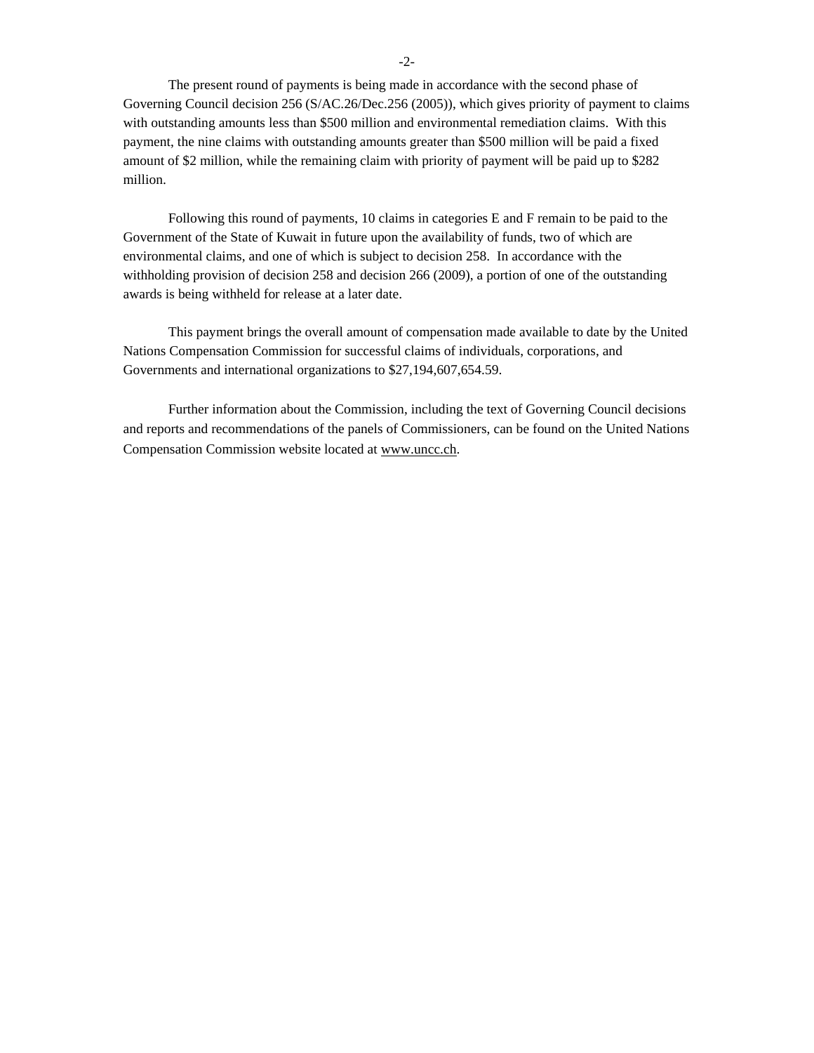The present round of payments is being made in accordance with the second phase of Governing Council decision 256 (S/AC.26/Dec.256 (2005)), which gives priority of payment to claims with outstanding amounts less than $500 million and environmental remediation claims. With this payment, the nine claims with outstanding amounts greater than $500 million will be paid a fixed amount of $2 million, while the remaining claim with priority of payment will be paid up to $282 million.

Following this round of payments, 10 claims in categories E and F remain to be paid to the Government of the State of Kuwait in future upon the availability of funds, two of which are environmental claims, and one of which is subject to decision 258. In accordance with the withholding provision of decision 258 and decision 266 (2009), a portion of one of the outstanding awards is being withheld for release at a later date.

This payment brings the overall amount of compensation made available to date by the United Nations Compensation Commission for successful claims of individuals, corporations, and Governments and international organizations to $27,194,607,654.59.

Further information about the Commission, including the text of Governing Council decisions and reports and recommendations of the panels of Commissioners, can be found on the United Nations Compensation Commission website located at www.uncc.ch.